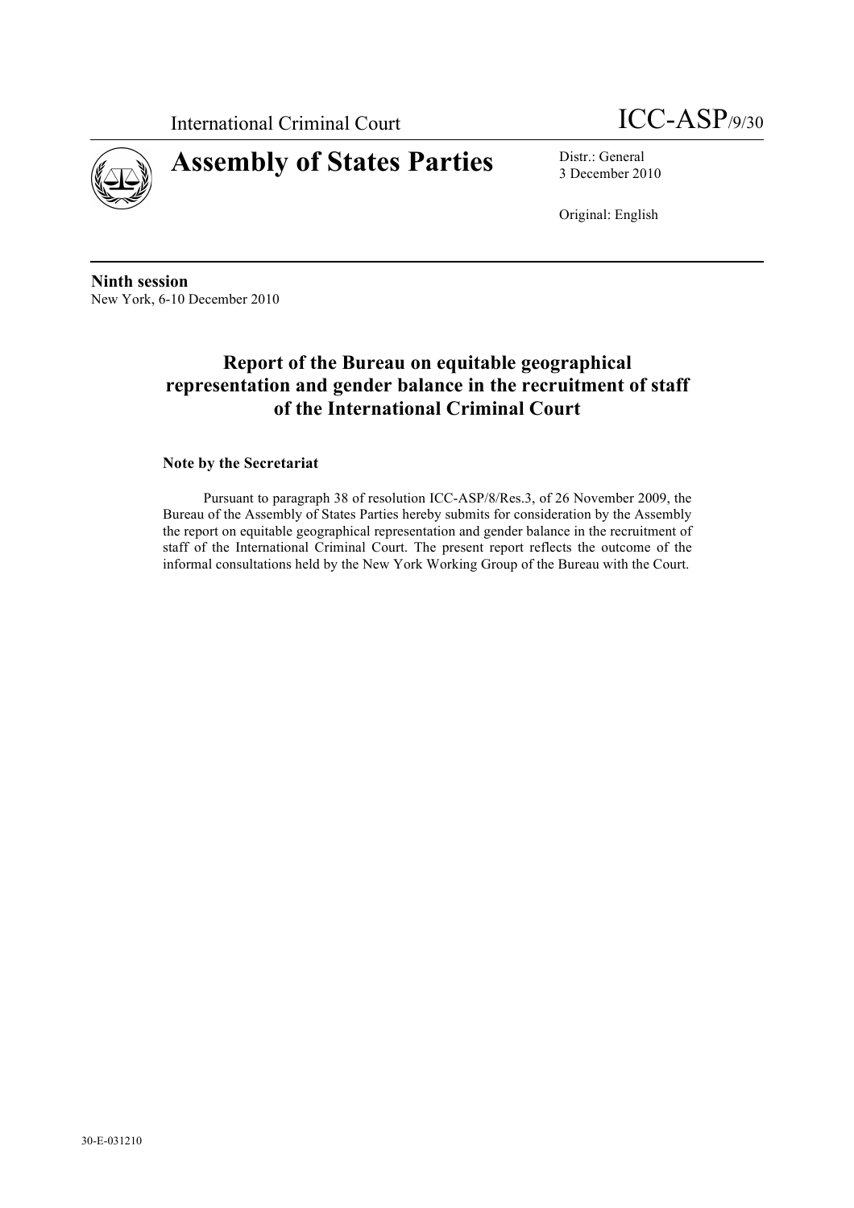International Criminal Court

ICC-ASP/9/30

# Assembly of States Parties

Distr.: General
3 December 2010

Original: English

**Ninth session**
New York, 6-10 December 2010

## Report of the Bureau on equitable geographical representation and gender balance in the recruitment of staff of the International Criminal Court

### Note by the Secretariat

Pursuant to paragraph 38 of resolution ICC-ASP/8/Res.3, of 26 November 2009, the Bureau of the Assembly of States Parties hereby submits for consideration by the Assembly the report on equitable geographical representation and gender balance in the recruitment of staff of the International Criminal Court. The present report reflects the outcome of the informal consultations held by the New York Working Group of the Bureau with the Court.

30-E-031210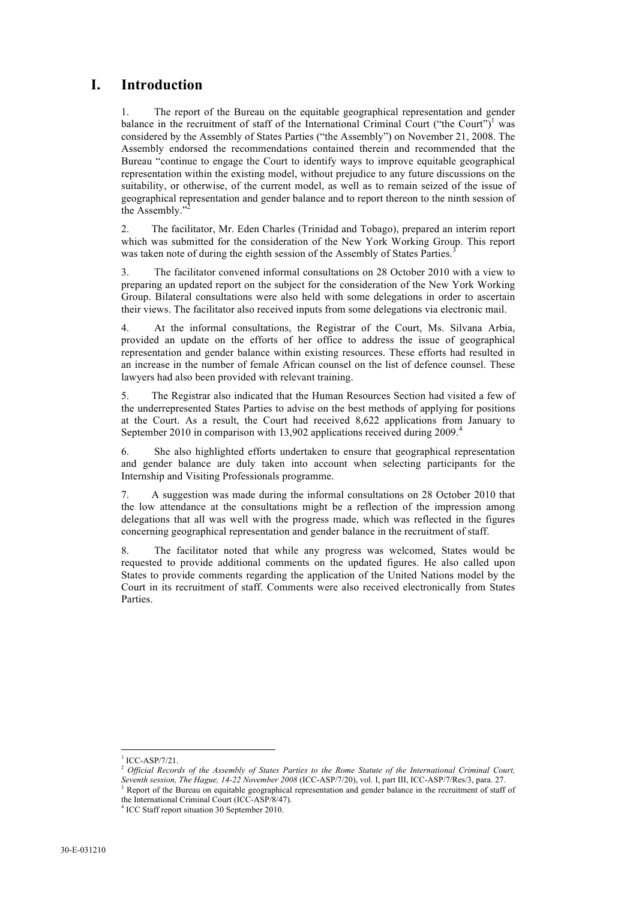# I. Introduction

1. The report of the Bureau on the equitable geographical representation and gender balance in the recruitment of staff of the International Criminal Court ("the Court")[1] was considered by the Assembly of States Parties ("the Assembly") on November 21, 2008. The Assembly endorsed the recommendations contained therein and recommended that the Bureau "continue to engage the Court to identify ways to improve equitable geographical representation within the existing model, without prejudice to any future discussions on the suitability, or otherwise, of the current model, as well as to remain seized of the issue of geographical representation and gender balance and to report thereon to the ninth session of the Assembly."[2]

2. The facilitator, Mr. Eden Charles (Trinidad and Tobago), prepared an interim report which was submitted for the consideration of the New York Working Group. This report was taken note of during the eighth session of the Assembly of States Parties.[3]

3. The facilitator convened informal consultations on 28 October 2010 with a view to preparing an updated report on the subject for the consideration of the New York Working Group. Bilateral consultations were also held with some delegations in order to ascertain their views. The facilitator also received inputs from some delegations via electronic mail.

4. At the informal consultations, the Registrar of the Court, Ms. Silvana Arbia, provided an update on the efforts of her office to address the issue of geographical representation and gender balance within existing resources. These efforts had resulted in an increase in the number of female African counsel on the list of defence counsel. These lawyers had also been provided with relevant training.

5. The Registrar also indicated that the Human Resources Section had visited a few of the underrepresented States Parties to advise on the best methods of applying for positions at the Court. As a result, the Court had received 8,622 applications from January to September 2010 in comparison with 13,902 applications received during 2009.[4]

6. She also highlighted efforts undertaken to ensure that geographical representation and gender balance are duly taken into account when selecting participants for the Internship and Visiting Professionals programme.

7. A suggestion was made during the informal consultations on 28 October 2010 that the low attendance at the consultations might be a reflection of the impression among delegations that all was well with the progress made, which was reflected in the figures concerning geographical representation and gender balance in the recruitment of staff.

8. The facilitator noted that while any progress was welcomed, States would be requested to provide additional comments on the updated figures. He also called upon States to provide comments regarding the application of the United Nations model by the Court in its recruitment of staff. Comments were also received electronically from States Parties.

---

[1] ICC-ASP/7/21.

[2] *Official Records of the Assembly of States Parties to the Rome Statute of the International Criminal Court, Seventh session, The Hague, 14-22 November 2008* (ICC-ASP/7/20), vol. I, part III, ICC-ASP/7/Res/3, para. 27.

[3] Report of the Bureau on equitable geographical representation and gender balance in the recruitment of staff of the International Criminal Court (ICC-ASP/8/47).

[4] ICC Staff report situation 30 September 2010.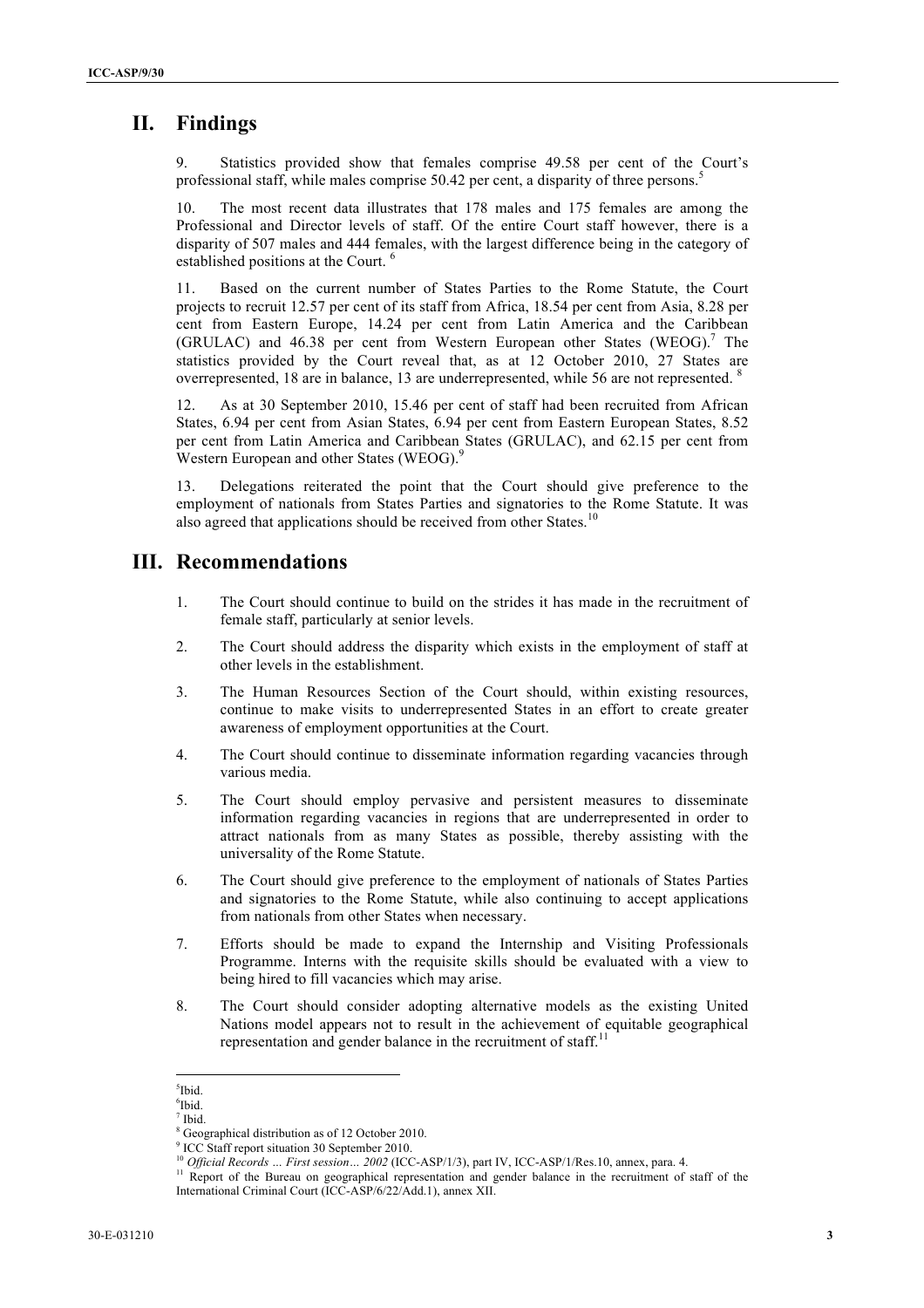## II. Findings

9. Statistics provided show that females comprise 49.58 per cent of the Court's professional staff, while males comprise 50.42 per cent, a disparity of three persons.[5]

10. The most recent data illustrates that 178 males and 175 females are among the Professional and Director levels of staff. Of the entire Court staff however, there is a disparity of 507 males and 444 females, with the largest difference being in the category of established positions at the Court.[6]

11. Based on the current number of States Parties to the Rome Statute, the Court projects to recruit 12.57 per cent of its staff from Africa, 18.54 per cent from Asia, 8.28 per cent from Eastern Europe, 14.24 per cent from Latin America and the Caribbean (GRULAC) and 46.38 per cent from Western European other States (WEOG).[7] The statistics provided by the Court reveal that, as at 12 October 2010, 27 States are overrepresented, 18 are in balance, 13 are underrepresented, while 56 are not represented.[8]

12. As at 30 September 2010, 15.46 per cent of staff had been recruited from African States, 6.94 per cent from Asian States, 6.94 per cent from Eastern European States, 8.52 per cent from Latin America and Caribbean States (GRULAC), and 62.15 per cent from Western European and other States (WEOG).[9]

13. Delegations reiterated the point that the Court should give preference to the employment of nationals from States Parties and signatories to the Rome Statute. It was also agreed that applications should be received from other States.[10]

## III. Recommendations

1. The Court should continue to build on the strides it has made in the recruitment of female staff, particularly at senior levels.
2. The Court should address the disparity which exists in the employment of staff at other levels in the establishment.
3. The Human Resources Section of the Court should, within existing resources, continue to make visits to underrepresented States in an effort to create greater awareness of employment opportunities at the Court.
4. The Court should continue to disseminate information regarding vacancies through various media.
5. The Court should employ pervasive and persistent measures to disseminate information regarding vacancies in regions that are underrepresented in order to attract nationals from as many States as possible, thereby assisting with the universality of the Rome Statute.
6. The Court should give preference to the employment of nationals of States Parties and signatories to the Rome Statute, while also continuing to accept applications from nationals from other States when necessary.
7. Efforts should be made to expand the Internship and Visiting Professionals Programme. Interns with the requisite skills should be evaluated with a view to being hired to fill vacancies which may arise.
8. The Court should consider adopting alternative models as the existing United Nations model appears not to result in the achievement of equitable geographical representation and gender balance in the recruitment of staff.[11]

---

[5] Ibid.
[6] Ibid.
[7] Ibid.
[8] Geographical distribution as of 12 October 2010.
[9] ICC Staff report situation 30 September 2010.
[10] *Official Records … First session… 2002* (ICC-ASP/1/3), part IV, ICC-ASP/1/Res.10, annex, para. 4.
[11] Report of the Bureau on geographical representation and gender balance in the recruitment of staff of the International Criminal Court (ICC-ASP/6/22/Add.1), annex XII.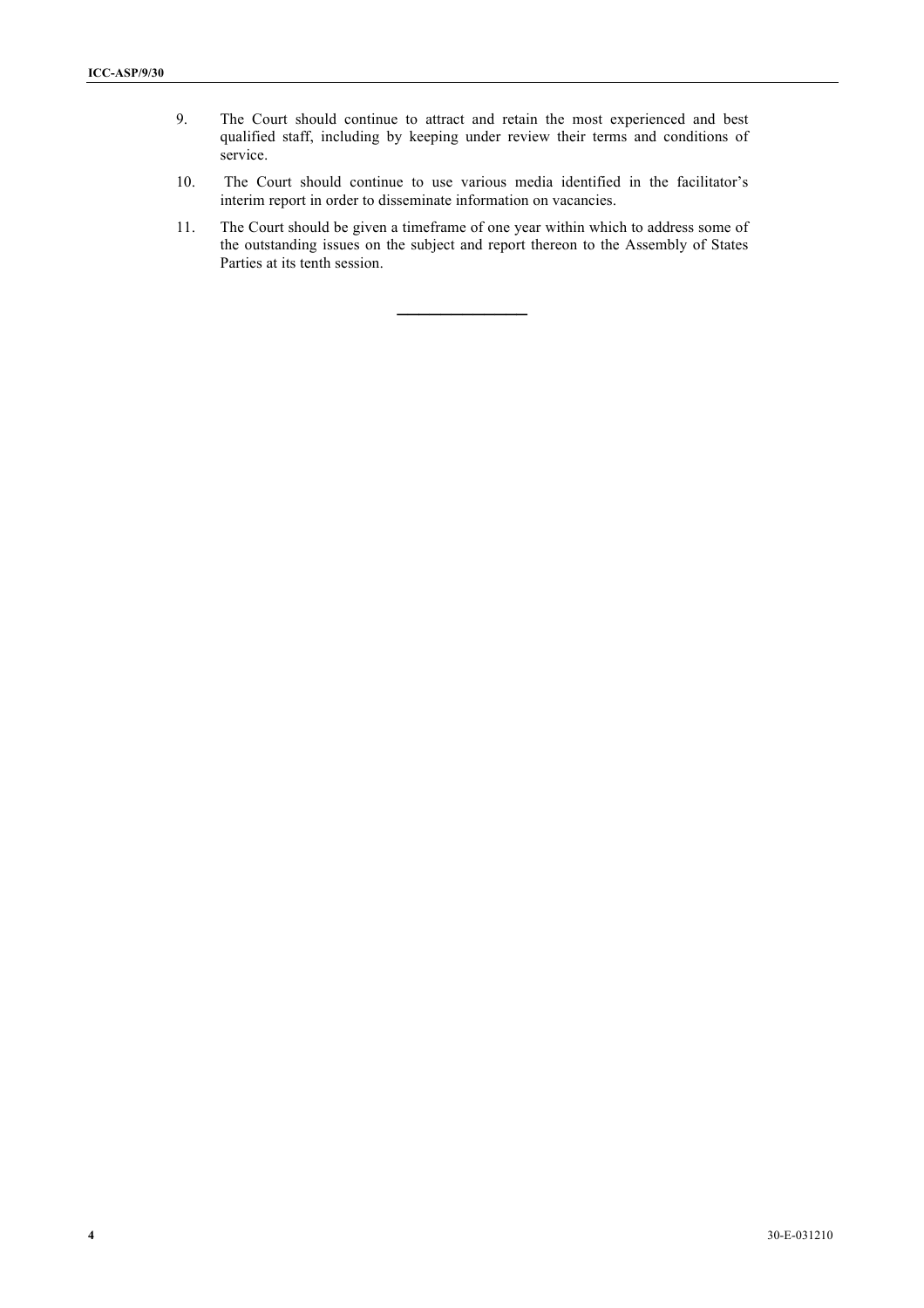9. The Court should continue to attract and retain the most experienced and best qualified staff, including by keeping under review their terms and conditions of service.

10. The Court should continue to use various media identified in the facilitator's interim report in order to disseminate information on vacancies.

11. The Court should be given a timeframe of one year within which to address some of the outstanding issues on the subject and report thereon to the Assembly of States Parties at its tenth session.

---